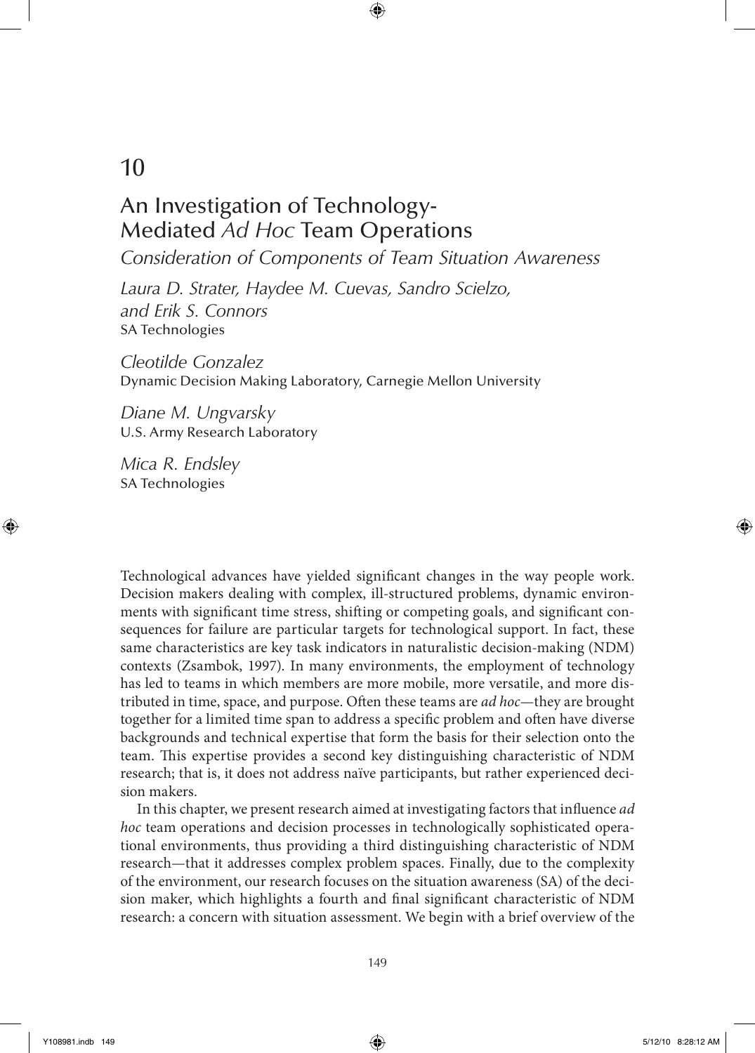# 10

# An Investigation of Technology-Mediated *Ad Hoc* Team Operations

## *Consideration of Components of Team Situation Awareness*

*Laura D. Strater, Haydee M. Cuevas, Sandro Scielzo, and Erik S. Connors*
SA Technologies

*Cleotilde Gonzalez*
Dynamic Decision Making Laboratory, Carnegie Mellon University

*Diane M. Ungvarsky*
U.S. Army Research Laboratory

*Mica R. Endsley*
SA Technologies

Technological advances have yielded significant changes in the way people work. Decision makers dealing with complex, ill-structured problems, dynamic environments with significant time stress, shifting or competing goals, and significant consequences for failure are particular targets for technological support. In fact, these same characteristics are key task indicators in naturalistic decision-making (NDM) contexts (Zsambok, 1997). In many environments, the employment of technology has led to teams in which members are more mobile, more versatile, and more distributed in time, space, and purpose. Often these teams are *ad hoc*—they are brought together for a limited time span to address a specific problem and often have diverse backgrounds and technical expertise that form the basis for their selection onto the team. This expertise provides a second key distinguishing characteristic of NDM research; that is, it does not address naïve participants, but rather experienced decision makers.

In this chapter, we present research aimed at investigating factors that influence *ad hoc* team operations and decision processes in technologically sophisticated operational environments, thus providing a third distinguishing characteristic of NDM research—that it addresses complex problem spaces. Finally, due to the complexity of the environment, our research focuses on the situation awareness (SA) of the decision maker, which highlights a fourth and final significant characteristic of NDM research: a concern with situation assessment. We begin with a brief overview of the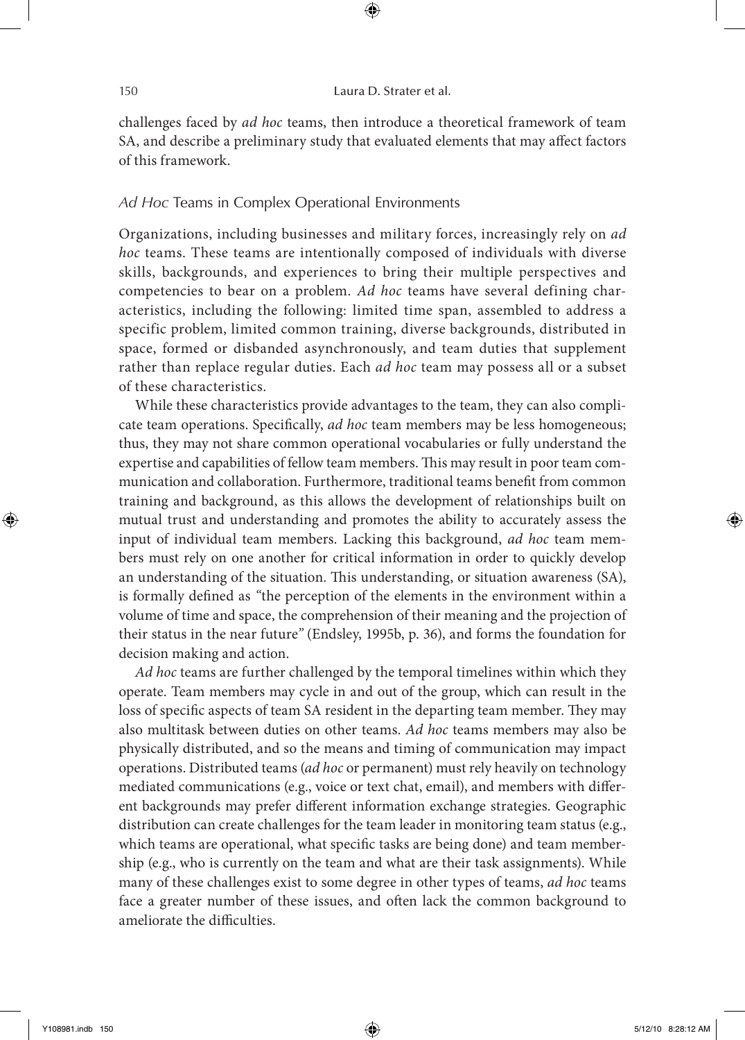challenges faced by *ad hoc* teams, then introduce a theoretical framework of team SA, and describe a preliminary study that evaluated elements that may affect factors of this framework.

## *Ad Hoc* Teams in Complex Operational Environments

Organizations, including businesses and military forces, increasingly rely on *ad hoc* teams. These teams are intentionally composed of individuals with diverse skills, backgrounds, and experiences to bring their multiple perspectives and competencies to bear on a problem. *Ad hoc* teams have several defining characteristics, including the following: limited time span, assembled to address a specific problem, limited common training, diverse backgrounds, distributed in space, formed or disbanded asynchronously, and team duties that supplement rather than replace regular duties. Each *ad hoc* team may possess all or a subset of these characteristics.

While these characteristics provide advantages to the team, they can also complicate team operations. Specifically, *ad hoc* team members may be less homogeneous; thus, they may not share common operational vocabularies or fully understand the expertise and capabilities of fellow team members. This may result in poor team communication and collaboration. Furthermore, traditional teams benefit from common training and background, as this allows the development of relationships built on mutual trust and understanding and promotes the ability to accurately assess the input of individual team members. Lacking this background, *ad hoc* team members must rely on one another for critical information in order to quickly develop an understanding of the situation. This understanding, or situation awareness (SA), is formally defined as "the perception of the elements in the environment within a volume of time and space, the comprehension of their meaning and the projection of their status in the near future" (Endsley, 1995b, p. 36), and forms the foundation for decision making and action.

*Ad hoc* teams are further challenged by the temporal timelines within which they operate. Team members may cycle in and out of the group, which can result in the loss of specific aspects of team SA resident in the departing team member. They may also multitask between duties on other teams. *Ad hoc* teams members may also be physically distributed, and so the means and timing of communication may impact operations. Distributed teams (*ad hoc* or permanent) must rely heavily on technology mediated communications (e.g., voice or text chat, email), and members with different backgrounds may prefer different information exchange strategies. Geographic distribution can create challenges for the team leader in monitoring team status (e.g., which teams are operational, what specific tasks are being done) and team membership (e.g., who is currently on the team and what are their task assignments). While many of these challenges exist to some degree in other types of teams, *ad hoc* teams face a greater number of these issues, and often lack the common background to ameliorate the difficulties.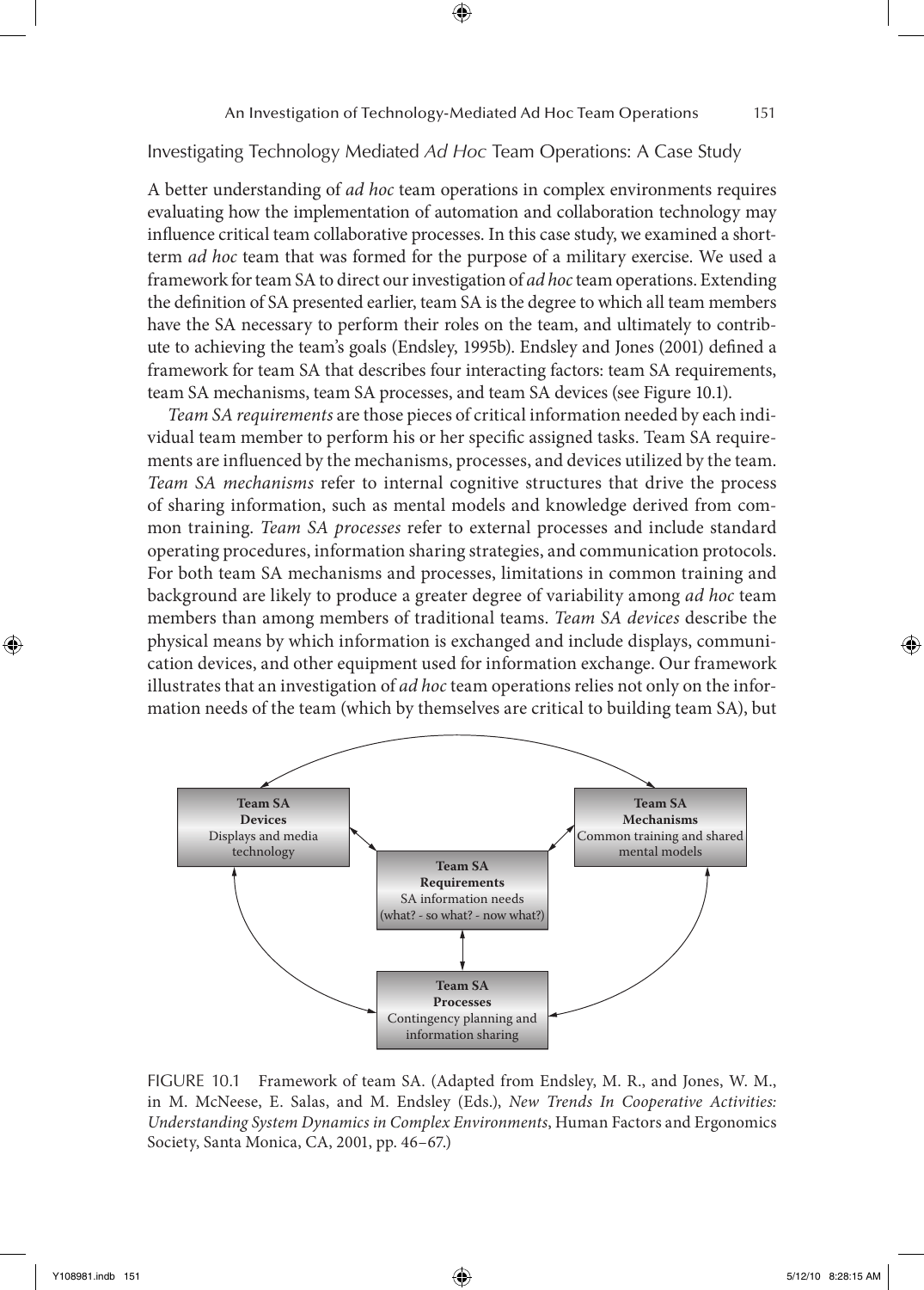## Investigating Technology Mediated *Ad Hoc* Team Operations: A Case Study

A better understanding of *ad hoc* team operations in complex environments requires evaluating how the implementation of automation and collaboration technology may influence critical team collaborative processes. In this case study, we examined a short-term *ad hoc* team that was formed for the purpose of a military exercise. We used a framework for team SA to direct our investigation of *ad hoc* team operations. Extending the definition of SA presented earlier, team SA is the degree to which all team members have the SA necessary to perform their roles on the team, and ultimately to contribute to achieving the team's goals (Endsley, 1995b). Endsley and Jones (2001) defined a framework for team SA that describes four interacting factors: team SA requirements, team SA mechanisms, team SA processes, and team SA devices (see Figure 10.1).

*Team SA requirements* are those pieces of critical information needed by each individual team member to perform his or her specific assigned tasks. Team SA requirements are influenced by the mechanisms, processes, and devices utilized by the team. *Team SA mechanisms* refer to internal cognitive structures that drive the process of sharing information, such as mental models and knowledge derived from common training. *Team SA processes* refer to external processes and include standard operating procedures, information sharing strategies, and communication protocols. For both team SA mechanisms and processes, limitations in common training and background are likely to produce a greater degree of variability among *ad hoc* team members than among members of traditional teams. *Team SA devices* describe the physical means by which information is exchanged and include displays, communication devices, and other equipment used for information exchange. Our framework illustrates that an investigation of *ad hoc* team operations relies not only on the information needs of the team (which by themselves are critical to building team SA), but

**Team SA Devices**
Displays and media technology

**Team SA Mechanisms**
Common training and shared mental models

**Team SA Requirements**
SA information needs (what? - so what? - now what?)

**Team SA Processes**
Contingency planning and information sharing

FIGURE 10.1 Framework of team SA. (Adapted from Endsley, M. R., and Jones, W. M., in M. McNeese, E. Salas, and M. Endsley (Eds.), *New Trends In Cooperative Activities: Understanding System Dynamics in Complex Environments*, Human Factors and Ergonomics Society, Santa Monica, CA, 2001, pp. 46–67.)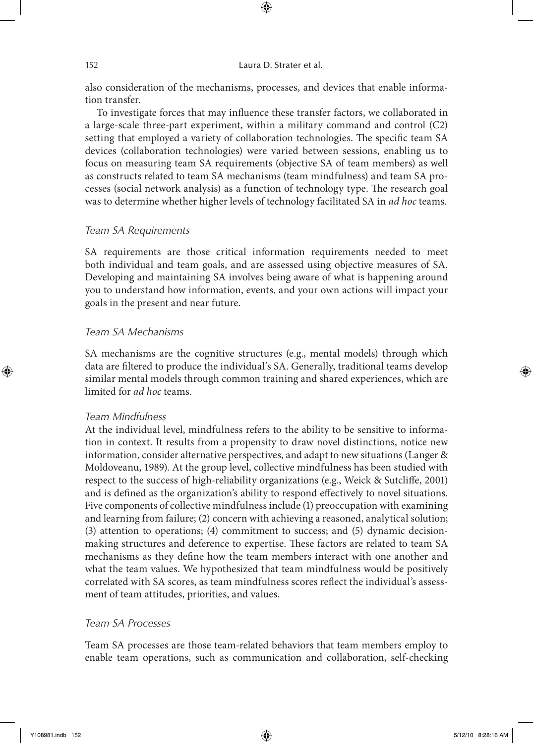also consideration of the mechanisms, processes, and devices that enable information transfer.

To investigate forces that may influence these transfer factors, we collaborated in a large-scale three-part experiment, within a military command and control (C2) setting that employed a variety of collaboration technologies. The specific team SA devices (collaboration technologies) were varied between sessions, enabling us to focus on measuring team SA requirements (objective SA of team members) as well as constructs related to team SA mechanisms (team mindfulness) and team SA processes (social network analysis) as a function of technology type. The research goal was to determine whether higher levels of technology facilitated SA in *ad hoc* teams.

### *Team SA Requirements*

SA requirements are those critical information requirements needed to meet both individual and team goals, and are assessed using objective measures of SA. Developing and maintaining SA involves being aware of what is happening around you to understand how information, events, and your own actions will impact your goals in the present and near future.

### *Team SA Mechanisms*

SA mechanisms are the cognitive structures (e.g., mental models) through which data are filtered to produce the individual's SA. Generally, traditional teams develop similar mental models through common training and shared experiences, which are limited for *ad hoc* teams.

#### *Team Mindfulness*

At the individual level, mindfulness refers to the ability to be sensitive to information in context. It results from a propensity to draw novel distinctions, notice new information, consider alternative perspectives, and adapt to new situations (Langer & Moldoveanu, 1989). At the group level, collective mindfulness has been studied with respect to the success of high-reliability organizations (e.g., Weick & Sutcliffe, 2001) and is defined as the organization's ability to respond effectively to novel situations. Five components of collective mindfulness include (1) preoccupation with examining and learning from failure; (2) concern with achieving a reasoned, analytical solution; (3) attention to operations; (4) commitment to success; and (5) dynamic decision-making structures and deference to expertise. These factors are related to team SA mechanisms as they define how the team members interact with one another and what the team values. We hypothesized that team mindfulness would be positively correlated with SA scores, as team mindfulness scores reflect the individual's assessment of team attitudes, priorities, and values.

### *Team SA Processes*

Team SA processes are those team-related behaviors that team members employ to enable team operations, such as communication and collaboration, self-checking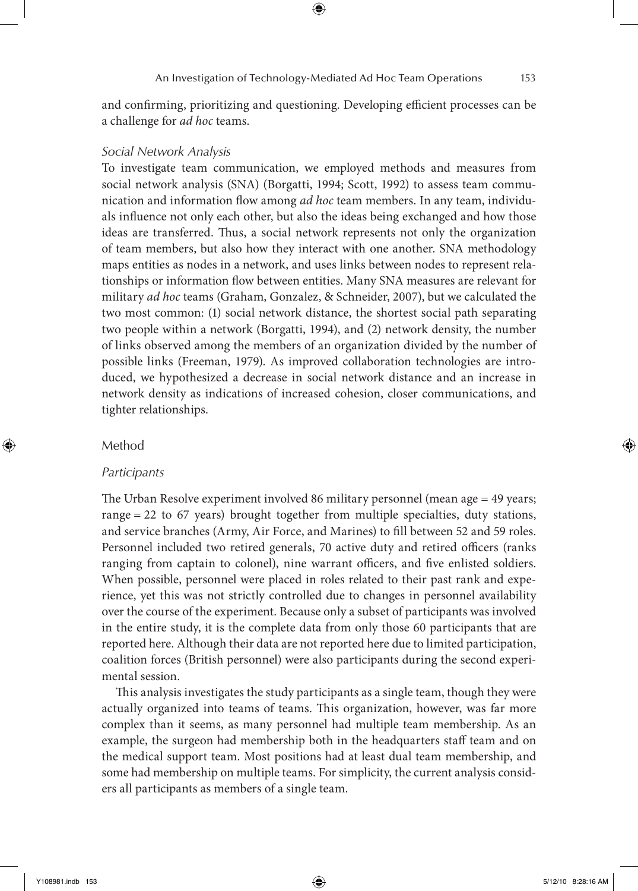and confirming, prioritizing and questioning. Developing efficient processes can be a challenge for *ad hoc* teams.

### *Social Network Analysis*

To investigate team communication, we employed methods and measures from social network analysis (SNA) (Borgatti, 1994; Scott, 1992) to assess team communication and information flow among *ad hoc* team members. In any team, individuals influence not only each other, but also the ideas being exchanged and how those ideas are transferred. Thus, a social network represents not only the organization of team members, but also how they interact with one another. SNA methodology maps entities as nodes in a network, and uses links between nodes to represent relationships or information flow between entities. Many SNA measures are relevant for military *ad hoc* teams (Graham, Gonzalez, & Schneider, 2007), but we calculated the two most common: (1) social network distance, the shortest social path separating two people within a network (Borgatti, 1994), and (2) network density, the number of links observed among the members of an organization divided by the number of possible links (Freeman, 1979). As improved collaboration technologies are introduced, we hypothesized a decrease in social network distance and an increase in network density as indications of increased cohesion, closer communications, and tighter relationships.

## Method

### *Participants*

The Urban Resolve experiment involved 86 military personnel (mean age = 49 years; range = 22 to 67 years) brought together from multiple specialties, duty stations, and service branches (Army, Air Force, and Marines) to fill between 52 and 59 roles. Personnel included two retired generals, 70 active duty and retired officers (ranks ranging from captain to colonel), nine warrant officers, and five enlisted soldiers. When possible, personnel were placed in roles related to their past rank and experience, yet this was not strictly controlled due to changes in personnel availability over the course of the experiment. Because only a subset of participants was involved in the entire study, it is the complete data from only those 60 participants that are reported here. Although their data are not reported here due to limited participation, coalition forces (British personnel) were also participants during the second experimental session.

This analysis investigates the study participants as a single team, though they were actually organized into teams of teams. This organization, however, was far more complex than it seems, as many personnel had multiple team membership. As an example, the surgeon had membership both in the headquarters staff team and on the medical support team. Most positions had at least dual team membership, and some had membership on multiple teams. For simplicity, the current analysis considers all participants as members of a single team.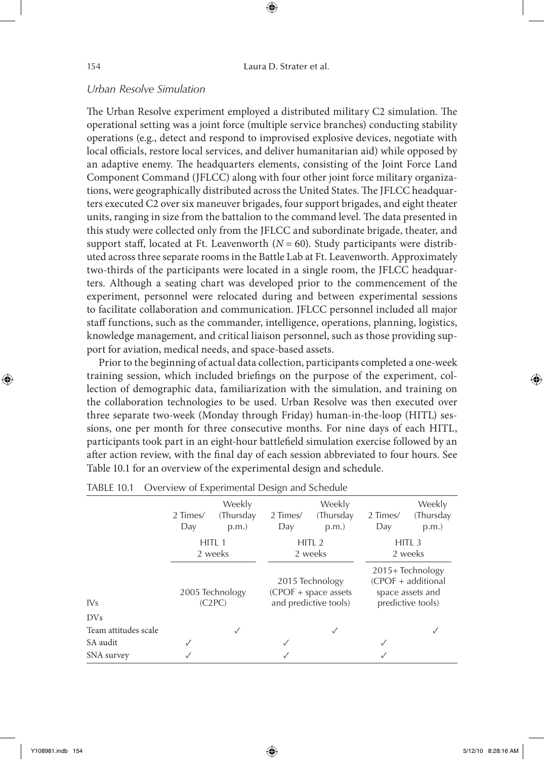### *Urban Resolve Simulation*

The Urban Resolve experiment employed a distributed military C2 simulation. The operational setting was a joint force (multiple service branches) conducting stability operations (e.g., detect and respond to improvised explosive devices, negotiate with local officials, restore local services, and deliver humanitarian aid) while opposed by an adaptive enemy. The headquarters elements, consisting of the Joint Force Land Component Command (JFLCC) along with four other joint force military organizations, were geographically distributed across the United States. The JFLCC headquarters executed C2 over six maneuver brigades, four support brigades, and eight theater units, ranging in size from the battalion to the command level. The data presented in this study were collected only from the JFLCC and subordinate brigade, theater, and support staff, located at Ft. Leavenworth ($N = 60$). Study participants were distributed across three separate rooms in the Battle Lab at Ft. Leavenworth. Approximately two-thirds of the participants were located in a single room, the JFLCC headquarters. Although a seating chart was developed prior to the commencement of the experiment, personnel were relocated during and between experimental sessions to facilitate collaboration and communication. JFLCC personnel included all major staff functions, such as the commander, intelligence, operations, planning, logistics, knowledge management, and critical liaison personnel, such as those providing support for aviation, medical needs, and space-based assets.

Prior to the beginning of actual data collection, participants completed a one-week training session, which included briefings on the purpose of the experiment, collection of demographic data, familiarization with the simulation, and training on the collaboration technologies to be used. Urban Resolve was then executed over three separate two-week (Monday through Friday) human-in-the-loop (HITL) sessions, one per month for three consecutive months. For nine days of each HITL, participants took part in an eight-hour battlefield simulation exercise followed by an after action review, with the final day of each session abbreviated to four hours. See Table 10.1 for an overview of the experimental design and schedule.

TABLE 10.1 Overview of Experimental Design and Schedule

| | 2 Times/ Day | Weekly (Thursday p.m.) | 2 Times/ Day | Weekly (Thursday p.m.) | 2 Times/ Day | Weekly (Thursday p.m.) |
|---|---|---|---|---|---|---|
| | HITL 1 2 weeks | | HITL 2 2 weeks | | HITL 3 2 weeks | |
| IVs | 2005 Technology (C2PC) | | 2015 Technology (CPOF + space assets and predictive tools) | | 2015+ Technology (CPOF + additional space assets and predictive tools) | |
| DVs | | | | | | |
| Team attitudes scale | | ✓ | | ✓ | | ✓ |
| SA audit | ✓ | | ✓ | | ✓ | |
| SNA survey | ✓ | | ✓ | | ✓ | |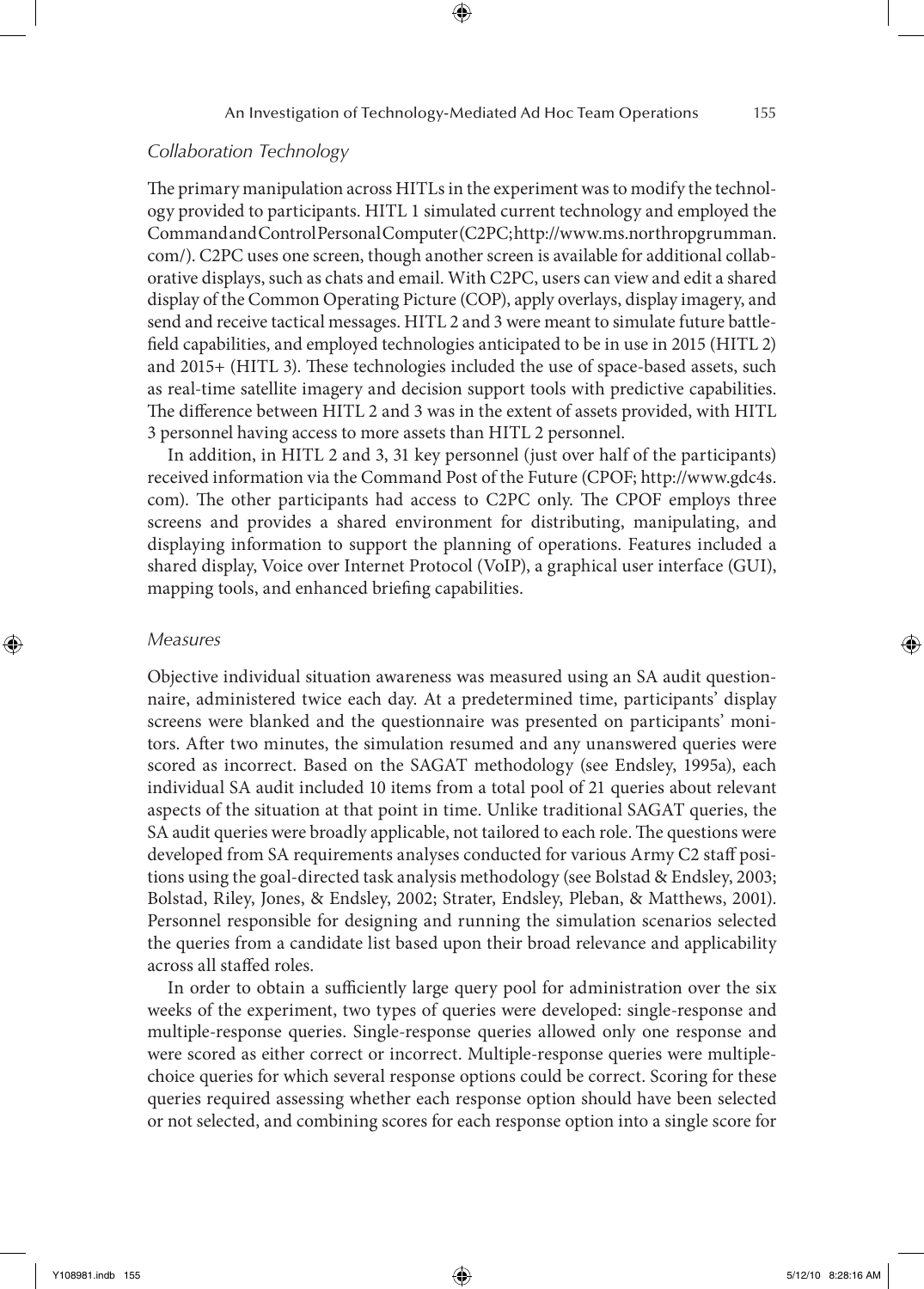### *Collaboration Technology*

The primary manipulation across HITLs in the experiment was to modify the technology provided to participants. HITL 1 simulated current technology and employed the Command and Control Personal Computer (C2PC; http://www.ms.northropgrumman.com/). C2PC uses one screen, though another screen is available for additional collaborative displays, such as chats and email. With C2PC, users can view and edit a shared display of the Common Operating Picture (COP), apply overlays, display imagery, and send and receive tactical messages. HITL 2 and 3 were meant to simulate future battlefield capabilities, and employed technologies anticipated to be in use in 2015 (HITL 2) and 2015+ (HITL 3). These technologies included the use of space-based assets, such as real-time satellite imagery and decision support tools with predictive capabilities. The difference between HITL 2 and 3 was in the extent of assets provided, with HITL 3 personnel having access to more assets than HITL 2 personnel.

In addition, in HITL 2 and 3, 31 key personnel (just over half of the participants) received information via the Command Post of the Future (CPOF; http://www.gdc4s.com). The other participants had access to C2PC only. The CPOF employs three screens and provides a shared environment for distributing, manipulating, and displaying information to support the planning of operations. Features included a shared display, Voice over Internet Protocol (VoIP), a graphical user interface (GUI), mapping tools, and enhanced briefing capabilities.

### *Measures*

Objective individual situation awareness was measured using an SA audit questionnaire, administered twice each day. At a predetermined time, participants' display screens were blanked and the questionnaire was presented on participants' monitors. After two minutes, the simulation resumed and any unanswered queries were scored as incorrect. Based on the SAGAT methodology (see Endsley, 1995a), each individual SA audit included 10 items from a total pool of 21 queries about relevant aspects of the situation at that point in time. Unlike traditional SAGAT queries, the SA audit queries were broadly applicable, not tailored to each role. The questions were developed from SA requirements analyses conducted for various Army C2 staff positions using the goal-directed task analysis methodology (see Bolstad & Endsley, 2003; Bolstad, Riley, Jones, & Endsley, 2002; Strater, Endsley, Pleban, & Matthews, 2001). Personnel responsible for designing and running the simulation scenarios selected the queries from a candidate list based upon their broad relevance and applicability across all staffed roles.

In order to obtain a sufficiently large query pool for administration over the six weeks of the experiment, two types of queries were developed: single-response and multiple-response queries. Single-response queries allowed only one response and were scored as either correct or incorrect. Multiple-response queries were multiple-choice queries for which several response options could be correct. Scoring for these queries required assessing whether each response option should have been selected or not selected, and combining scores for each response option into a single score for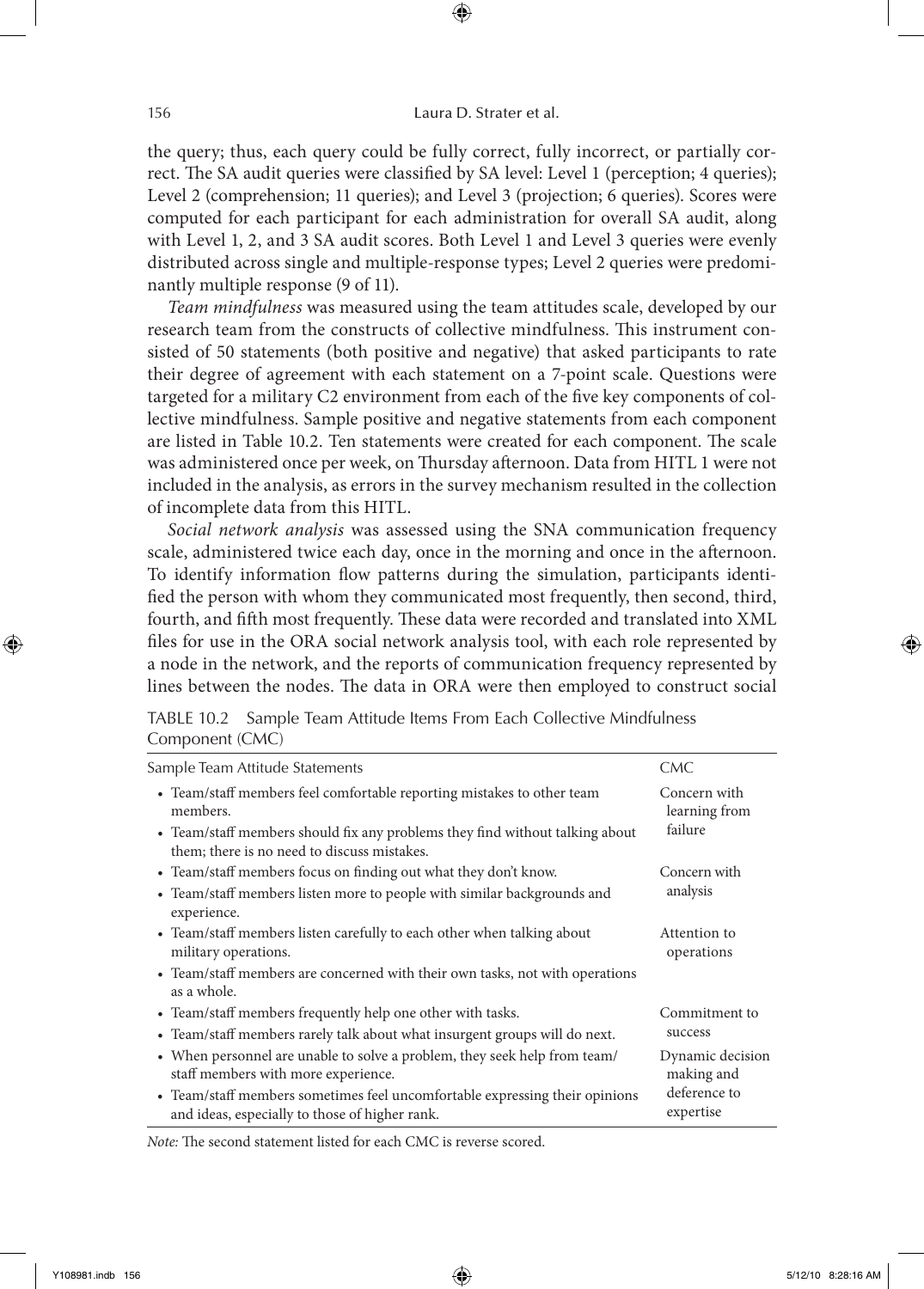the query; thus, each query could be fully correct, fully incorrect, or partially correct. The SA audit queries were classified by SA level: Level 1 (perception; 4 queries); Level 2 (comprehension; 11 queries); and Level 3 (projection; 6 queries). Scores were computed for each participant for each administration for overall SA audit, along with Level 1, 2, and 3 SA audit scores. Both Level 1 and Level 3 queries were evenly distributed across single and multiple-response types; Level 2 queries were predominantly multiple response (9 of 11).

*Team mindfulness* was measured using the team attitudes scale, developed by our research team from the constructs of collective mindfulness. This instrument consisted of 50 statements (both positive and negative) that asked participants to rate their degree of agreement with each statement on a 7-point scale. Questions were targeted for a military C2 environment from each of the five key components of collective mindfulness. Sample positive and negative statements from each component are listed in Table 10.2. Ten statements were created for each component. The scale was administered once per week, on Thursday afternoon. Data from HITL 1 were not included in the analysis, as errors in the survey mechanism resulted in the collection of incomplete data from this HITL.

*Social network analysis* was assessed using the SNA communication frequency scale, administered twice each day, once in the morning and once in the afternoon. To identify information flow patterns during the simulation, participants identified the person with whom they communicated most frequently, then second, third, fourth, and fifth most frequently. These data were recorded and translated into XML files for use in the ORA social network analysis tool, with each role represented by a node in the network, and the reports of communication frequency represented by lines between the nodes. The data in ORA were then employed to construct social

TABLE 10.2 Sample Team Attitude Items From Each Collective Mindfulness Component (CMC)

| Sample Team Attitude Statements | CMC |
|---|---|
| • Team/staff members feel comfortable reporting mistakes to other team members.<br>• Team/staff members should fix any problems they find without talking about them; there is no need to discuss mistakes. | Concern with learning from failure |
| • Team/staff members focus on finding out what they don't know.<br>• Team/staff members listen more to people with similar backgrounds and experience. | Concern with analysis |
| • Team/staff members listen carefully to each other when talking about military operations.<br>• Team/staff members are concerned with their own tasks, not with operations as a whole. | Attention to operations |
| • Team/staff members frequently help one other with tasks.<br>• Team/staff members rarely talk about what insurgent groups will do next. | Commitment to success |
| • When personnel are unable to solve a problem, they seek help from team/staff members with more experience.<br>• Team/staff members sometimes feel uncomfortable expressing their opinions and ideas, especially to those of higher rank. | Dynamic decision making and deference to expertise |

*Note:* The second statement listed for each CMC is reverse scored.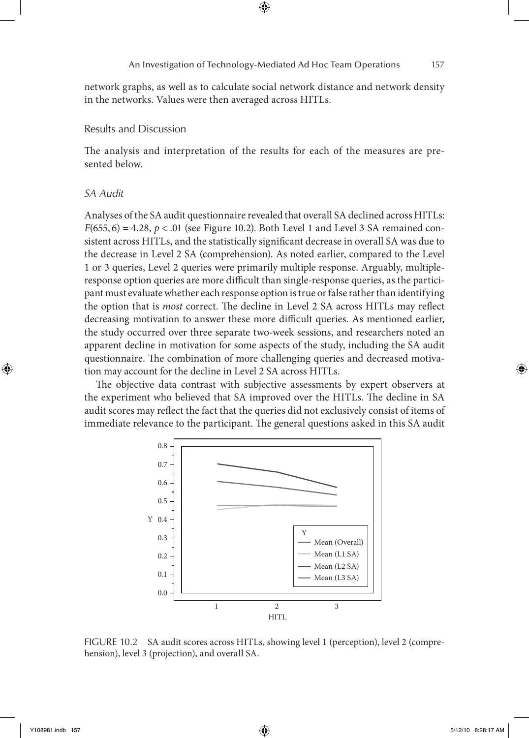network graphs, as well as to calculate social network distance and network density in the networks. Values were then averaged across HITLs.

## Results and Discussion

The analysis and interpretation of the results for each of the measures are presented below.

### *SA Audit*

Analyses of the SA audit questionnaire revealed that overall SA declined across HITLs: $F(655, 6) = 4.28$, $p < .01$ (see Figure 10.2). Both Level 1 and Level 3 SA remained consistent across HITLs, and the statistically significant decrease in overall SA was due to the decrease in Level 2 SA (comprehension). As noted earlier, compared to the Level 1 or 3 queries, Level 2 queries were primarily multiple response. Arguably, multiple-response option queries are more difficult than single-response queries, as the participant must evaluate whether each response option is true or false rather than identifying the option that is *most* correct. The decline in Level 2 SA across HITLs may reflect decreasing motivation to answer these more difficult queries. As mentioned earlier, the study occurred over three separate two-week sessions, and researchers noted an apparent decline in motivation for some aspects of the study, including the SA audit questionnaire. The combination of more challenging queries and decreased motivation may account for the decline in Level 2 SA across HITLs.

The objective data contrast with subjective assessments by expert observers at the experiment who believed that SA improved over the HITLs. The decline in SA audit scores may reflect the fact that the queries did not exclusively consist of items of immediate relevance to the participant. The general questions asked in this SA audit

FIGURE 10.2 SA audit scores across HITLs, showing level 1 (perception), level 2 (comprehension), level 3 (projection), and overall SA.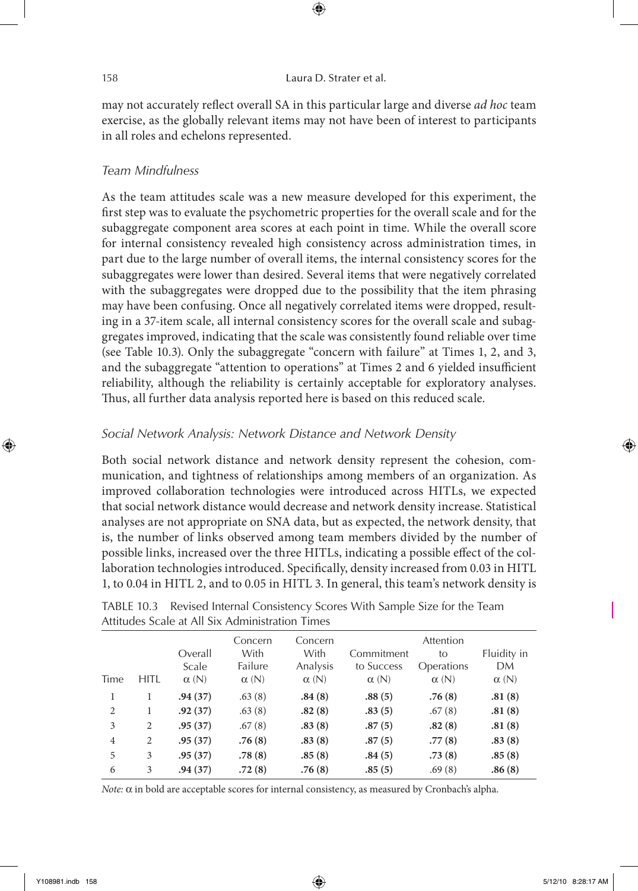may not accurately reflect overall SA in this particular large and diverse *ad hoc* team exercise, as the globally relevant items may not have been of interest to participants in all roles and echelons represented.

### *Team Mindfulness*

As the team attitudes scale was a new measure developed for this experiment, the first step was to evaluate the psychometric properties for the overall scale and for the subaggregate component area scores at each point in time. While the overall score for internal consistency revealed high consistency across administration times, in part due to the large number of overall items, the internal consistency scores for the subaggregates were lower than desired. Several items that were negatively correlated with the subaggregates were dropped due to the possibility that the item phrasing may have been confusing. Once all negatively correlated items were dropped, resulting in a 37-item scale, all internal consistency scores for the overall scale and subaggregates improved, indicating that the scale was consistently found reliable over time (see Table 10.3). Only the subaggregate "concern with failure" at Times 1, 2, and 3, and the subaggregate "attention to operations" at Times 2 and 6 yielded insufficient reliability, although the reliability is certainly acceptable for exploratory analyses. Thus, all further data analysis reported here is based on this reduced scale.

### *Social Network Analysis: Network Distance and Network Density*

Both social network distance and network density represent the cohesion, communication, and tightness of relationships among members of an organization. As improved collaboration technologies were introduced across HITLs, we expected that social network distance would decrease and network density increase. Statistical analyses are not appropriate on SNA data, but as expected, the network density, that is, the number of links observed among team members divided by the number of possible links, increased over the three HITLs, indicating a possible effect of the collaboration technologies introduced. Specifically, density increased from 0.03 in HITL 1, to 0.04 in HITL 2, and to 0.05 in HITL 3. In general, this team's network density is

TABLE 10.3 Revised Internal Consistency Scores With Sample Size for the Team Attitudes Scale at All Six Administration Times

| Time | HITL | Overall Scale α (N) | Concern With Failure α (N) | Concern With Analysis α (N) | Commitment to Success α (N) | Attention to Operations α (N) | Fluidity in DM α (N) |
|---|---|---|---|---|---|---|---|
| 1 | 1 | **.94 (37)** | .63 (8) | **.84 (8)** | **.88 (5)** | **.76 (8)** | **.81 (8)** |
| 2 | 1 | **.92 (37)** | .63 (8) | **.82 (8)** | **.83 (5)** | .67 (8) | **.81 (8)** |
| 3 | 2 | **.95 (37)** | .67 (8) | **.83 (8)** | **.87 (5)** | **.82 (8)** | **.81 (8)** |
| 4 | 2 | **.95 (37)** | **.76 (8)** | **.83 (8)** | **.87 (5)** | **.77 (8)** | **.83 (8)** |
| 5 | 3 | **.95 (37)** | **.78 (8)** | **.85 (8)** | **.84 (5)** | **.73 (8)** | **.85 (8)** |
| 6 | 3 | **.94 (37)** | **.72 (8)** | **.76 (8)** | **.85 (5)** | .69 (8) | **.86 (8)** |

*Note:* α in bold are acceptable scores for internal consistency, as measured by Cronbach's alpha.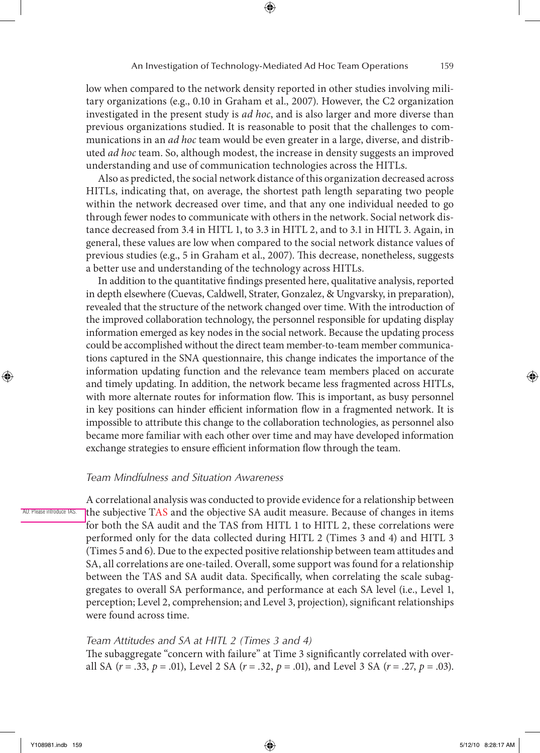low when compared to the network density reported in other studies involving military organizations (e.g., 0.10 in Graham et al., 2007). However, the C2 organization investigated in the present study is *ad hoc*, and is also larger and more diverse than previous organizations studied. It is reasonable to posit that the challenges to communications in an *ad hoc* team would be even greater in a large, diverse, and distributed *ad hoc* team. So, although modest, the increase in density suggests an improved understanding and use of communication technologies across the HITLs.

Also as predicted, the social network distance of this organization decreased across HITLs, indicating that, on average, the shortest path length separating two people within the network decreased over time, and that any one individual needed to go through fewer nodes to communicate with others in the network. Social network distance decreased from 3.4 in HITL 1, to 3.3 in HITL 2, and to 3.1 in HITL 3. Again, in general, these values are low when compared to the social network distance values of previous studies (e.g., 5 in Graham et al., 2007). This decrease, nonetheless, suggests a better use and understanding of the technology across HITLs.

In addition to the quantitative findings presented here, qualitative analysis, reported in depth elsewhere (Cuevas, Caldwell, Strater, Gonzalez, & Ungvarsky, in preparation), revealed that the structure of the network changed over time. With the introduction of the improved collaboration technology, the personnel responsible for updating display information emerged as key nodes in the social network. Because the updating process could be accomplished without the direct team member-to-team member communications captured in the SNA questionnaire, this change indicates the importance of the information updating function and the relevance team members placed on accurate and timely updating. In addition, the network became less fragmented across HITLs, with more alternate routes for information flow. This is important, as busy personnel in key positions can hinder efficient information flow in a fragmented network. It is impossible to attribute this change to the collaboration technologies, as personnel also became more familiar with each other over time and may have developed information exchange strategies to ensure efficient information flow through the team.

### *Team Mindfulness and Situation Awareness*

A correlational analysis was conducted to provide evidence for a relationship between the subjective TAS and the objective SA audit measure. Because of changes in items for both the SA audit and the TAS from HITL 1 to HITL 2, these correlations were performed only for the data collected during HITL 2 (Times 3 and 4) and HITL 3 (Times 5 and 6). Due to the expected positive relationship between team attitudes and SA, all correlations are one-tailed. Overall, some support was found for a relationship between the TAS and SA audit data. Specifically, when correlating the scale subaggregates to overall SA performance, and performance at each SA level (i.e., Level 1, perception; Level 2, comprehension; and Level 3, projection), significant relationships were found across time.

AU: Please introduce TAS.

#### *Team Attitudes and SA at HITL 2 (Times 3 and 4)*

The subaggregate "concern with failure" at Time 3 significantly correlated with overall SA ($r = .33$, $p = .01$), Level 2 SA ($r = .32$, $p = .01$), and Level 3 SA ($r = .27$, $p = .03$).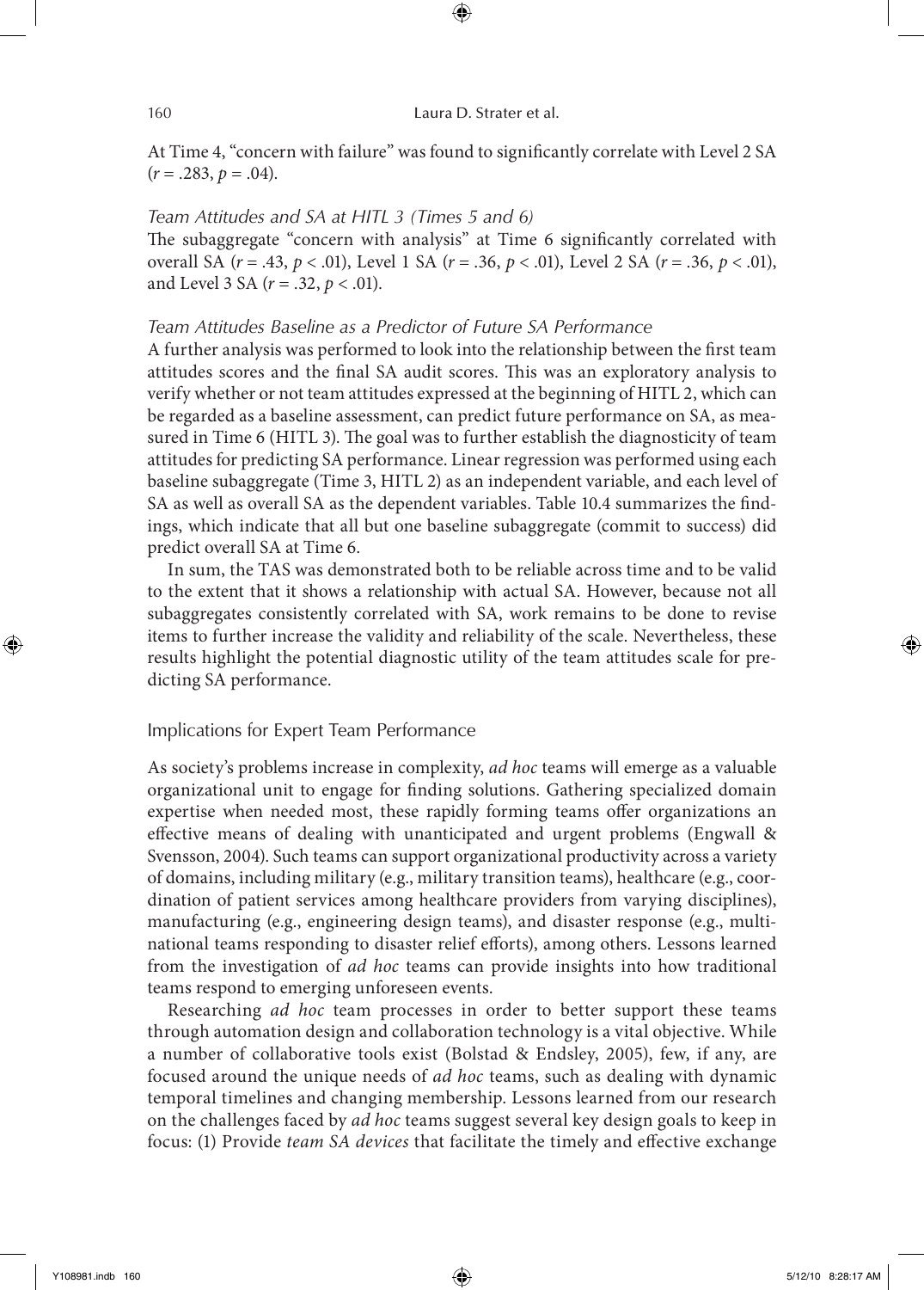At Time 4, "concern with failure" was found to significantly correlate with Level 2 SA ($r = .283$, $p = .04$).

### *Team Attitudes and SA at HITL 3 (Times 5 and 6)*

The subaggregate "concern with analysis" at Time 6 significantly correlated with overall SA ($r = .43$, $p < .01$), Level 1 SA ($r = .36$, $p < .01$), Level 2 SA ($r = .36$, $p < .01$), and Level 3 SA ($r = .32$, $p < .01$).

### *Team Attitudes Baseline as a Predictor of Future SA Performance*

A further analysis was performed to look into the relationship between the first team attitudes scores and the final SA audit scores. This was an exploratory analysis to verify whether or not team attitudes expressed at the beginning of HITL 2, which can be regarded as a baseline assessment, can predict future performance on SA, as measured in Time 6 (HITL 3). The goal was to further establish the diagnosticity of team attitudes for predicting SA performance. Linear regression was performed using each baseline subaggregate (Time 3, HITL 2) as an independent variable, and each level of SA as well as overall SA as the dependent variables. Table 10.4 summarizes the findings, which indicate that all but one baseline subaggregate (commit to success) did predict overall SA at Time 6.

In sum, the TAS was demonstrated both to be reliable across time and to be valid to the extent that it shows a relationship with actual SA. However, because not all subaggregates consistently correlated with SA, work remains to be done to revise items to further increase the validity and reliability of the scale. Nevertheless, these results highlight the potential diagnostic utility of the team attitudes scale for predicting SA performance.

## Implications for Expert Team Performance

As society's problems increase in complexity, *ad hoc* teams will emerge as a valuable organizational unit to engage for finding solutions. Gathering specialized domain expertise when needed most, these rapidly forming teams offer organizations an effective means of dealing with unanticipated and urgent problems (Engwall & Svensson, 2004). Such teams can support organizational productivity across a variety of domains, including military (e.g., military transition teams), healthcare (e.g., coordination of patient services among healthcare providers from varying disciplines), manufacturing (e.g., engineering design teams), and disaster response (e.g., multinational teams responding to disaster relief efforts), among others. Lessons learned from the investigation of *ad hoc* teams can provide insights into how traditional teams respond to emerging unforeseen events.

Researching *ad hoc* team processes in order to better support these teams through automation design and collaboration technology is a vital objective. While a number of collaborative tools exist (Bolstad & Endsley, 2005), few, if any, are focused around the unique needs of *ad hoc* teams, such as dealing with dynamic temporal timelines and changing membership. Lessons learned from our research on the challenges faced by *ad hoc* teams suggest several key design goals to keep in focus: (1) Provide *team SA devices* that facilitate the timely and effective exchange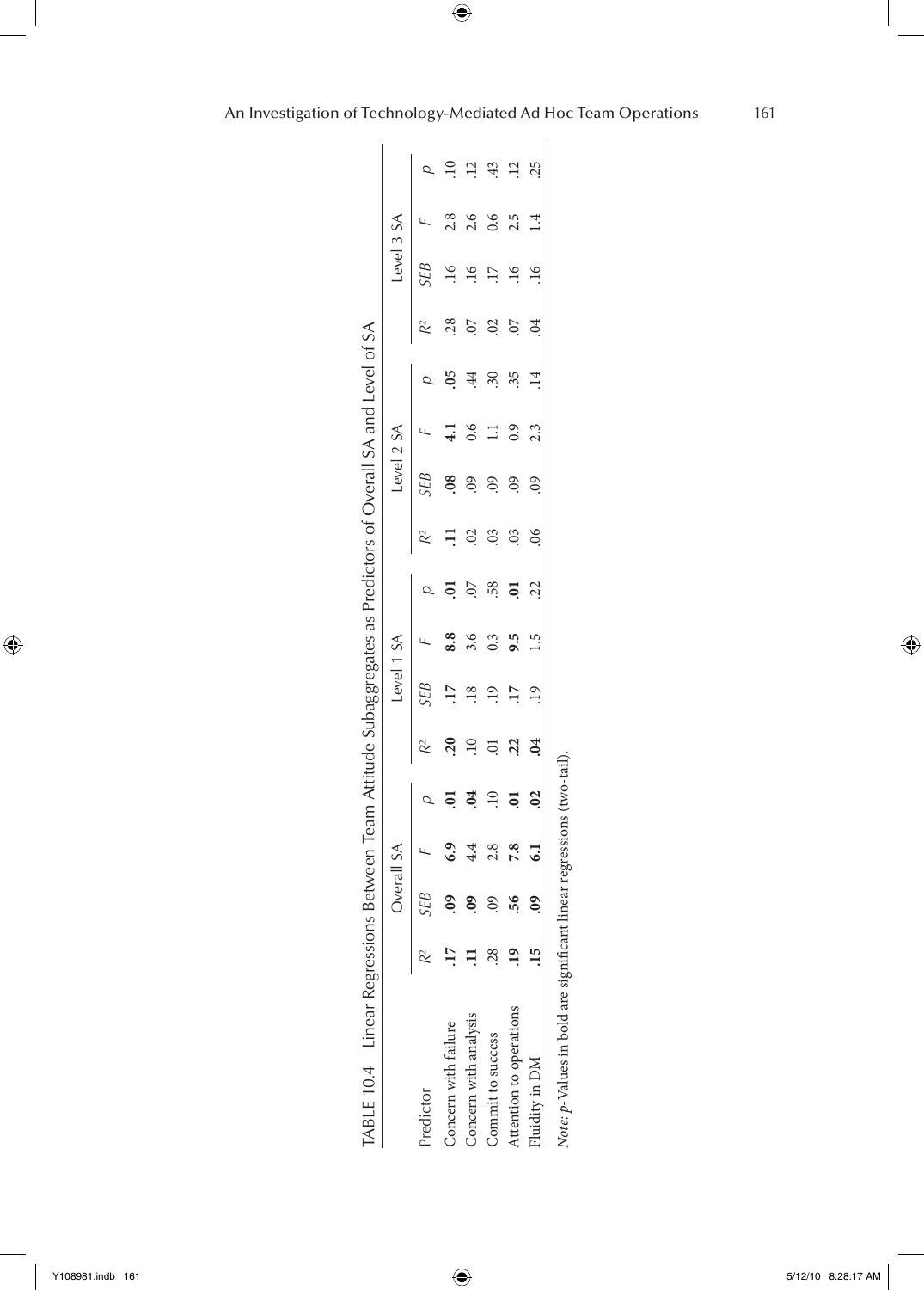TABLE 10.4 Linear Regressions Between Team Attitude Subaggregates as Predictors of Overall SA and Level of SA

| | Overall SA | | | | Level 1 SA | | | | Level 2 SA | | | | Level 3 SA | | | |
|---|---|---|---|---|---|---|---|---|---|---|---|---|---|---|---|---|
| Predictor | $R^2$ | *SEB* | *F* | *p* | $R^2$ | *SEB* | *F* | *p* | $R^2$ | *SEB* | *F* | *p* | $R^2$ | *SEB* | *F* | *p* |
| Concern with failure | **.17** | **.09** | **6.9** | **.01** | **.20** | **.17** | **8.8** | **.01** | **.11** | **.08** | **4.1** | **.05** | .28 | .16 | 2.8 | .10 |
| Concern with analysis | **.11** | **.09** | **4.4** | **.04** | .10 | .18 | 3.6 | .07 | .02 | .09 | 0.6 | .44 | .07 | .16 | 2.6 | .12 |
| Commit to success | .28 | .09 | 2.8 | .10 | .01 | .19 | 0.3 | .58 | .03 | .09 | 1.1 | .30 | .02 | .17 | 0.6 | .43 |
| Attention to operations | **.19** | **.56** | **7.8** | **.01** | **.22** | **.17** | **9.5** | **.01** | .03 | .09 | 0.9 | .35 | .07 | .16 | 2.5 | .12 |
| Fluidity in DM | **.15** | **.09** | **6.1** | **.02** | **.04** | **.19** | 1.5 | .22 | .06 | .09 | 2.3 | .14 | .04 | .16 | 1.4 | .25 |

*Note*: *p*-Values in bold are significant linear regressions (two-tail).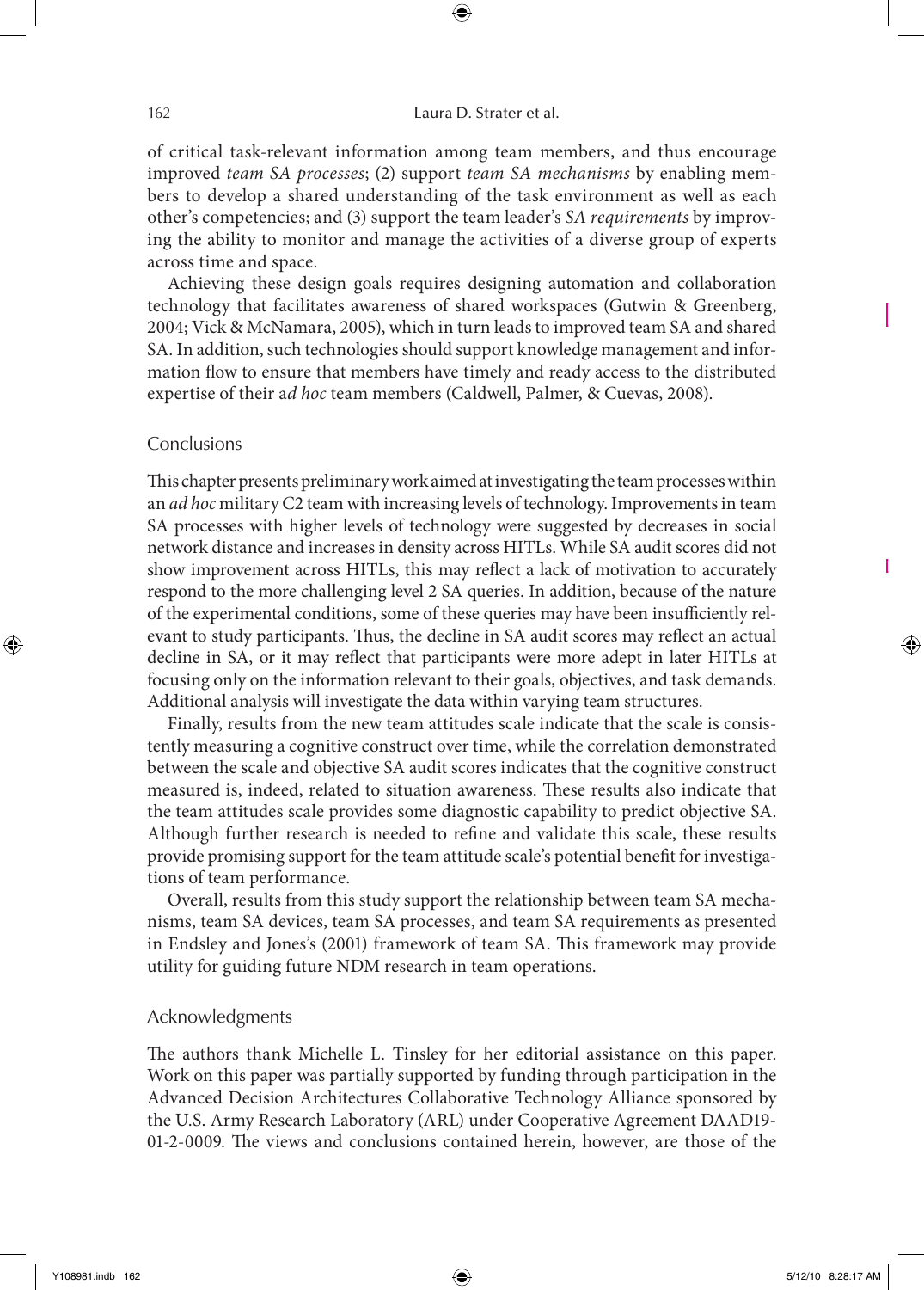of critical task-relevant information among team members, and thus encourage improved *team SA processes*; (2) support *team SA mechanisms* by enabling members to develop a shared understanding of the task environment as well as each other's competencies; and (3) support the team leader's *SA requirements* by improving the ability to monitor and manage the activities of a diverse group of experts across time and space.

Achieving these design goals requires designing automation and collaboration technology that facilitates awareness of shared workspaces (Gutwin & Greenberg, 2004; Vick & McNamara, 2005), which in turn leads to improved team SA and shared SA. In addition, such technologies should support knowledge management and information flow to ensure that members have timely and ready access to the distributed expertise of their a*d hoc* team members (Caldwell, Palmer, & Cuevas, 2008).

## Conclusions

This chapter presents preliminary work aimed at investigating the team processes within an *ad hoc* military C2 team with increasing levels of technology. Improvements in team SA processes with higher levels of technology were suggested by decreases in social network distance and increases in density across HITLs. While SA audit scores did not show improvement across HITLs, this may reflect a lack of motivation to accurately respond to the more challenging level 2 SA queries. In addition, because of the nature of the experimental conditions, some of these queries may have been insufficiently relevant to study participants. Thus, the decline in SA audit scores may reflect an actual decline in SA, or it may reflect that participants were more adept in later HITLs at focusing only on the information relevant to their goals, objectives, and task demands. Additional analysis will investigate the data within varying team structures.

Finally, results from the new team attitudes scale indicate that the scale is consistently measuring a cognitive construct over time, while the correlation demonstrated between the scale and objective SA audit scores indicates that the cognitive construct measured is, indeed, related to situation awareness. These results also indicate that the team attitudes scale provides some diagnostic capability to predict objective SA. Although further research is needed to refine and validate this scale, these results provide promising support for the team attitude scale's potential benefit for investigations of team performance.

Overall, results from this study support the relationship between team SA mechanisms, team SA devices, team SA processes, and team SA requirements as presented in Endsley and Jones's (2001) framework of team SA. This framework may provide utility for guiding future NDM research in team operations.

## Acknowledgments

The authors thank Michelle L. Tinsley for her editorial assistance on this paper. Work on this paper was partially supported by funding through participation in the Advanced Decision Architectures Collaborative Technology Alliance sponsored by the U.S. Army Research Laboratory (ARL) under Cooperative Agreement DAAD19-01-2-0009. The views and conclusions contained herein, however, are those of the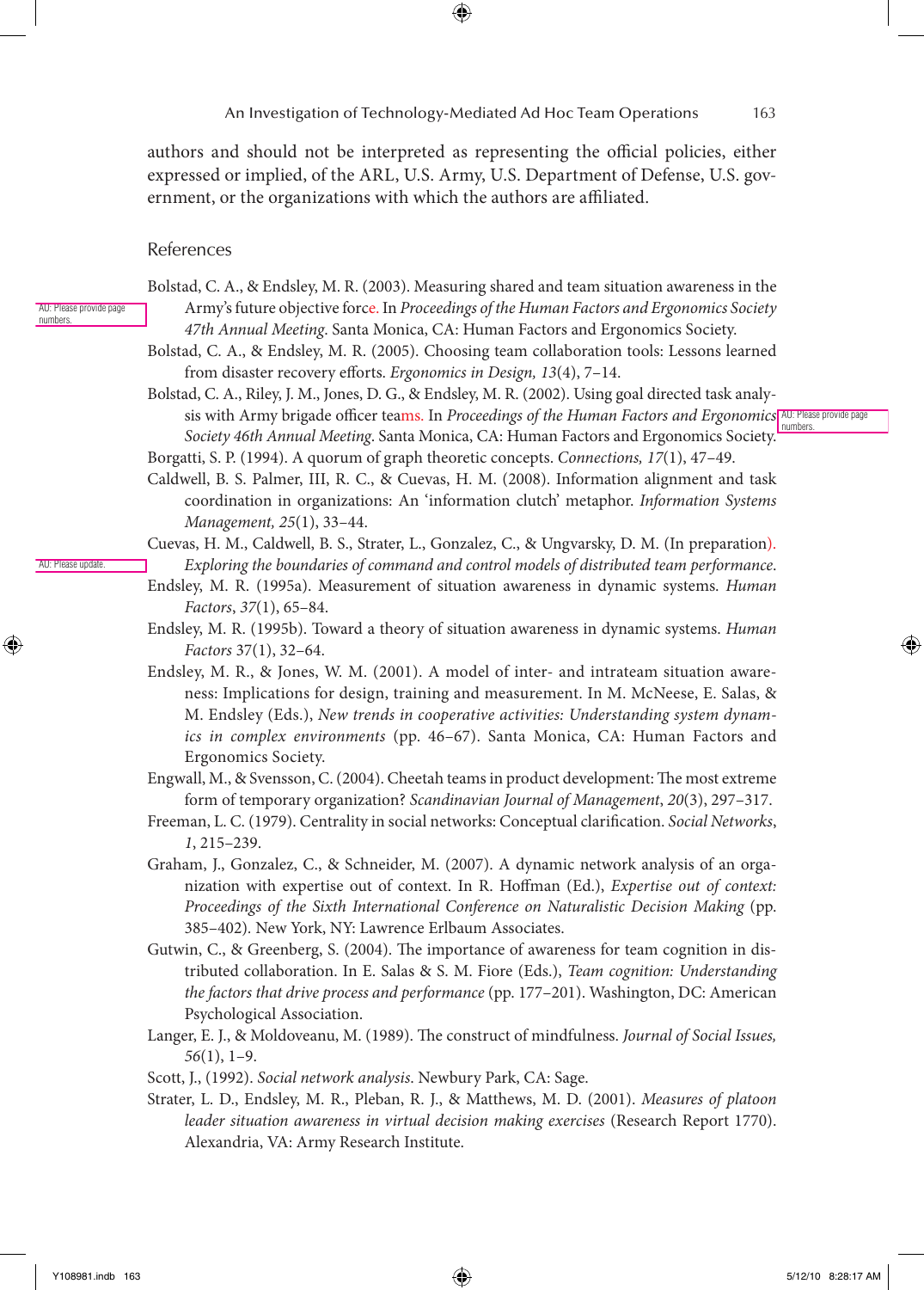authors and should not be interpreted as representing the official policies, either expressed or implied, of the ARL, U.S. Army, U.S. Department of Defense, U.S. government, or the organizations with which the authors are affiliated.

## References

Bolstad, C. A., & Endsley, M. R. (2003). Measuring shared and team situation awareness in the Army's future objective force. In *Proceedings of the Human Factors and Ergonomics Society 47th Annual Meeting*. Santa Monica, CA: Human Factors and Ergonomics Society.

Bolstad, C. A., & Endsley, M. R. (2005). Choosing team collaboration tools: Lessons learned from disaster recovery efforts. *Ergonomics in Design, 13*(4), 7–14.

Bolstad, C. A., Riley, J. M., Jones, D. G., & Endsley, M. R. (2002). Using goal directed task analysis with Army brigade officer teams. In *Proceedings of the Human Factors and Ergonomics Society 46th Annual Meeting*. Santa Monica, CA: Human Factors and Ergonomics Society.

Borgatti, S. P. (1994). A quorum of graph theoretic concepts. *Connections, 17*(1), 47–49.

Caldwell, B. S. Palmer, III, R. C., & Cuevas, H. M. (2008). Information alignment and task coordination in organizations: An 'information clutch' metaphor. *Information Systems Management, 25*(1), 33–44.

Cuevas, H. M., Caldwell, B. S., Strater, L., Gonzalez, C., & Ungvarsky, D. M. (In preparation). *Exploring the boundaries of command and control models of distributed team performance*.

Endsley, M. R. (1995a). Measurement of situation awareness in dynamic systems. *Human Factors*, *37*(1), 65–84.

Endsley, M. R. (1995b). Toward a theory of situation awareness in dynamic systems. *Human Factors* 37(1), 32–64.

Endsley, M. R., & Jones, W. M. (2001). A model of inter- and intrateam situation awareness: Implications for design, training and measurement. In M. McNeese, E. Salas, & M. Endsley (Eds.), *New trends in cooperative activities: Understanding system dynamics in complex environments* (pp. 46–67). Santa Monica, CA: Human Factors and Ergonomics Society.

Engwall, M., & Svensson, C. (2004). Cheetah teams in product development: The most extreme form of temporary organization? *Scandinavian Journal of Management*, *20*(3), 297–317.

Freeman, L. C. (1979). Centrality in social networks: Conceptual clarification. *Social Networks*, *1*, 215–239.

Graham, J., Gonzalez, C., & Schneider, M. (2007). A dynamic network analysis of an organization with expertise out of context. In R. Hoffman (Ed.), *Expertise out of context: Proceedings of the Sixth International Conference on Naturalistic Decision Making* (pp. 385–402). New York, NY: Lawrence Erlbaum Associates.

Gutwin, C., & Greenberg, S. (2004). The importance of awareness for team cognition in distributed collaboration. In E. Salas & S. M. Fiore (Eds.), *Team cognition: Understanding the factors that drive process and performance* (pp. 177–201). Washington, DC: American Psychological Association.

Langer, E. J., & Moldoveanu, M. (1989). The construct of mindfulness. *Journal of Social Issues, 56*(1), 1–9.

Scott, J., (1992). *Social network analysis*. Newbury Park, CA: Sage.

Strater, L. D., Endsley, M. R., Pleban, R. J., & Matthews, M. D. (2001). *Measures of platoon leader situation awareness in virtual decision making exercises* (Research Report 1770). Alexandria, VA: Army Research Institute.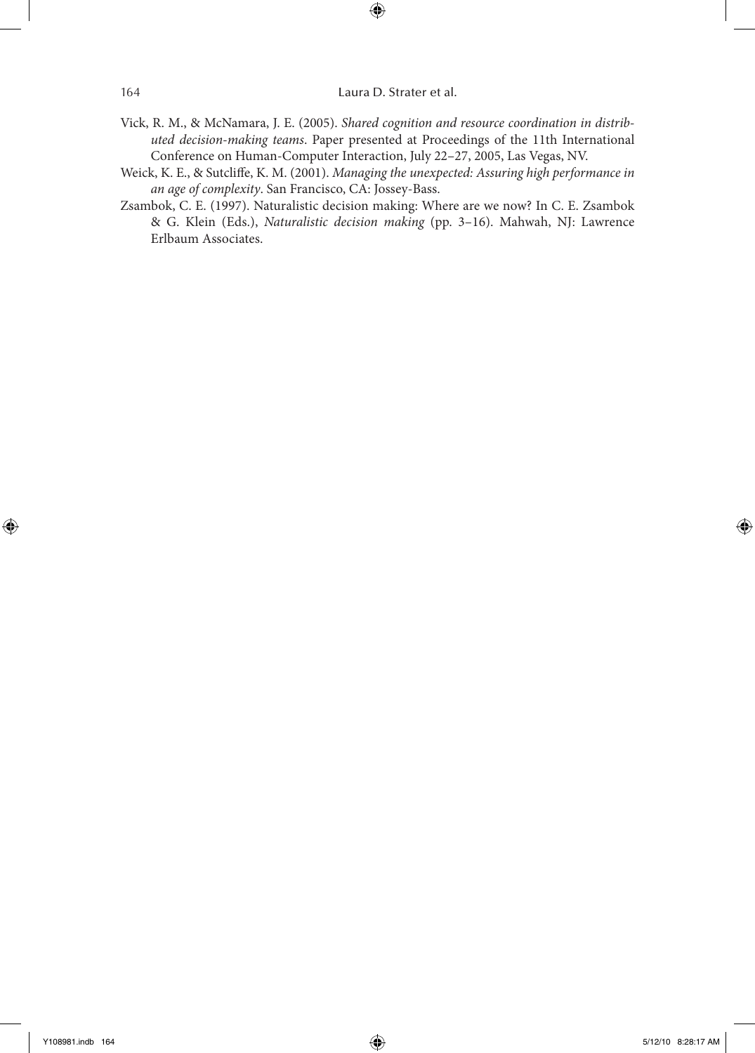Vick, R. M., & McNamara, J. E. (2005). *Shared cognition and resource coordination in distributed decision-making teams*. Paper presented at Proceedings of the 11th International Conference on Human-Computer Interaction, July 22–27, 2005, Las Vegas, NV.

Weick, K. E., & Sutcliffe, K. M. (2001). *Managing the unexpected: Assuring high performance in an age of complexity*. San Francisco, CA: Jossey-Bass.

Zsambok, C. E. (1997). Naturalistic decision making: Where are we now? In C. E. Zsambok & G. Klein (Eds.), *Naturalistic decision making* (pp. 3–16). Mahwah, NJ: Lawrence Erlbaum Associates.